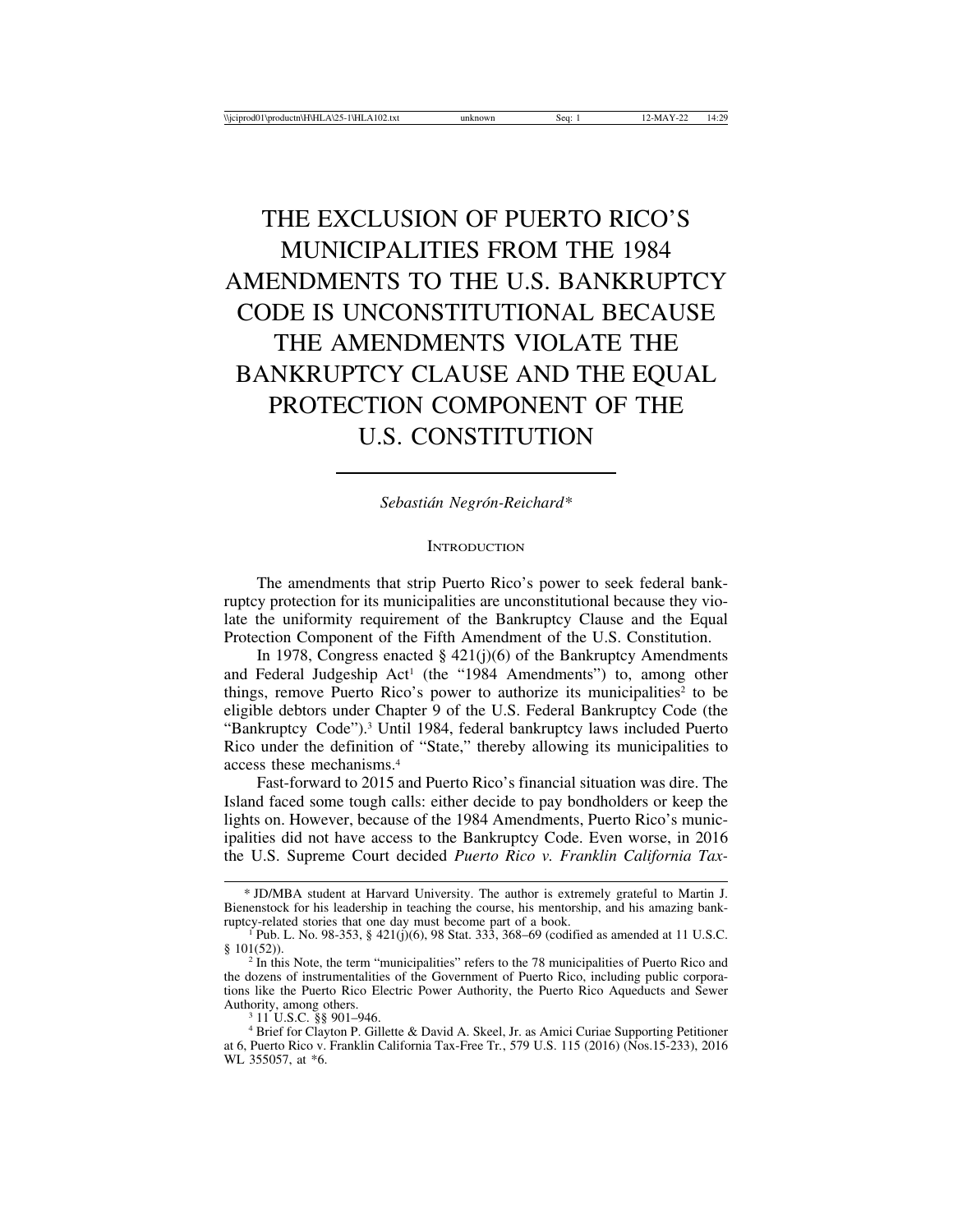# THE EXCLUSION OF PUERTO RICO'S MUNICIPALITIES FROM THE 1984 AMENDMENTS TO THE U.S. BANKRUPTCY CODE IS UNCONSTITUTIONAL BECAUSE THE AMENDMENTS VIOLATE THE BANKRUPTCY CLAUSE AND THE EQUAL PROTECTION COMPONENT OF THE U.S. CONSTITUTION

*Sebastián Negrón-Reichard\**

## INTRODUCTION

The amendments that strip Puerto Rico's power to seek federal bankruptcy protection for its municipalities are unconstitutional because they violate the uniformity requirement of the Bankruptcy Clause and the Equal Protection Component of the Fifth Amendment of the U.S. Constitution.

In 1978, Congress enacted § 421(j)(6) of the Bankruptcy Amendments and Federal Judgeship Act[1] (the "1984 Amendments") to, among other things, remove Puerto Rico's power to authorize its municipalities[2] to be eligible debtors under Chapter 9 of the U.S. Federal Bankruptcy Code (the "Bankruptcy Code").[3] Until 1984, federal bankruptcy laws included Puerto Rico under the definition of "State," thereby allowing its municipalities to access these mechanisms.[4]

Fast-forward to 2015 and Puerto Rico's financial situation was dire. The Island faced some tough calls: either decide to pay bondholders or keep the lights on. However, because of the 1984 Amendments, Puerto Rico's municipalities did not have access to the Bankruptcy Code. Even worse, in 2016 the U.S. Supreme Court decided *Puerto Rico v. Franklin California Tax-*

---

\* JD/MBA student at Harvard University. The author is extremely grateful to Martin J. Bienenstock for his leadership in teaching the course, his mentorship, and his amazing bankruptcy-related stories that one day must become part of a book.

[1] Pub. L. No. 98-353, § 421(j)(6), 98 Stat. 333, 368–69 (codified as amended at 11 U.S.C. § 101(52)).

[2] In this Note, the term "municipalities" refers to the 78 municipalities of Puerto Rico and the dozens of instrumentalities of the Government of Puerto Rico, including public corporations like the Puerto Rico Electric Power Authority, the Puerto Rico Aqueducts and Sewer Authority, among others.

[3] 11 U.S.C. §§ 901–946.

[4] Brief for Clayton P. Gillette & David A. Skeel, Jr. as Amici Curiae Supporting Petitioner at 6, Puerto Rico v. Franklin California Tax-Free Tr., 579 U.S. 115 (2016) (Nos.15-233), 2016 WL 355057, at \*6.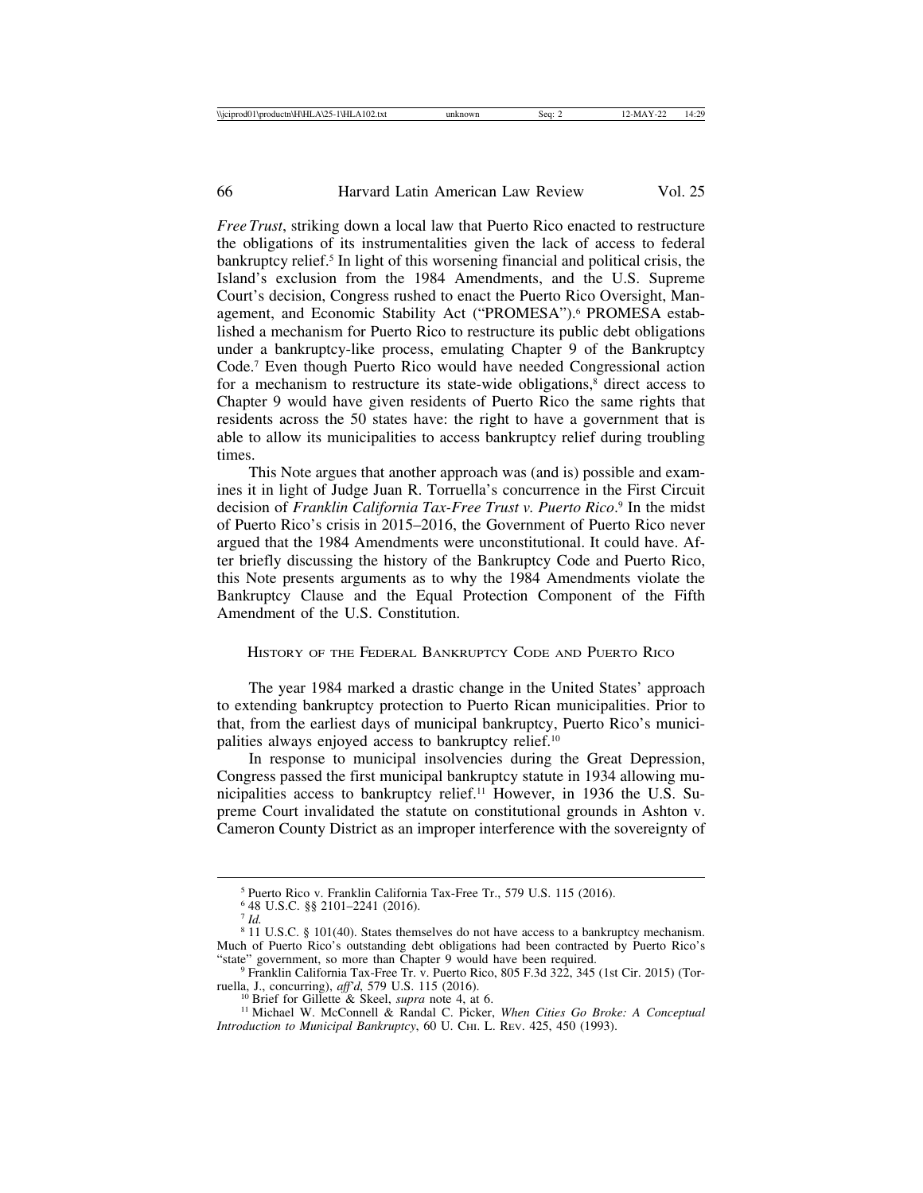*Free Trust*, striking down a local law that Puerto Rico enacted to restructure the obligations of its instrumentalities given the lack of access to federal bankruptcy relief.[5] In light of this worsening financial and political crisis, the Island's exclusion from the 1984 Amendments, and the U.S. Supreme Court's decision, Congress rushed to enact the Puerto Rico Oversight, Management, and Economic Stability Act ("PROMESA").[6] PROMESA established a mechanism for Puerto Rico to restructure its public debt obligations under a bankruptcy-like process, emulating Chapter 9 of the Bankruptcy Code.[7] Even though Puerto Rico would have needed Congressional action for a mechanism to restructure its state-wide obligations,[8] direct access to Chapter 9 would have given residents of Puerto Rico the same rights that residents across the 50 states have: the right to have a government that is able to allow its municipalities to access bankruptcy relief during troubling times.

This Note argues that another approach was (and is) possible and examines it in light of Judge Juan R. Torruella's concurrence in the First Circuit decision of *Franklin California Tax-Free Trust v. Puerto Rico*.[9] In the midst of Puerto Rico's crisis in 2015–2016, the Government of Puerto Rico never argued that the 1984 Amendments were unconstitutional. It could have. After briefly discussing the history of the Bankruptcy Code and Puerto Rico, this Note presents arguments as to why the 1984 Amendments violate the Bankruptcy Clause and the Equal Protection Component of the Fifth Amendment of the U.S. Constitution.

## History of the Federal Bankruptcy Code and Puerto Rico

The year 1984 marked a drastic change in the United States' approach to extending bankruptcy protection to Puerto Rican municipalities. Prior to that, from the earliest days of municipal bankruptcy, Puerto Rico's municipalities always enjoyed access to bankruptcy relief.[10]

In response to municipal insolvencies during the Great Depression, Congress passed the first municipal bankruptcy statute in 1934 allowing municipalities access to bankruptcy relief.[11] However, in 1936 the U.S. Supreme Court invalidated the statute on constitutional grounds in Ashton v. Cameron County District as an improper interference with the sovereignty of

---

[5] Puerto Rico v. Franklin California Tax-Free Tr., 579 U.S. 115 (2016).

[6] 48 U.S.C. §§ 2101–2241 (2016).

[7] *Id.*

[8] 11 U.S.C. § 101(40). States themselves do not have access to a bankruptcy mechanism. Much of Puerto Rico's outstanding debt obligations had been contracted by Puerto Rico's "state" government, so more than Chapter 9 would have been required.

[9] Franklin California Tax-Free Tr. v. Puerto Rico, 805 F.3d 322, 345 (1st Cir. 2015) (Torruella, J., concurring), *aff'd*, 579 U.S. 115 (2016).

[10] Brief for Gillette & Skeel, *supra* note 4, at 6.

[11] Michael W. McConnell & Randal C. Picker, *When Cities Go Broke: A Conceptual Introduction to Municipal Bankruptcy*, 60 U. Chi. L. Rev. 425, 450 (1993).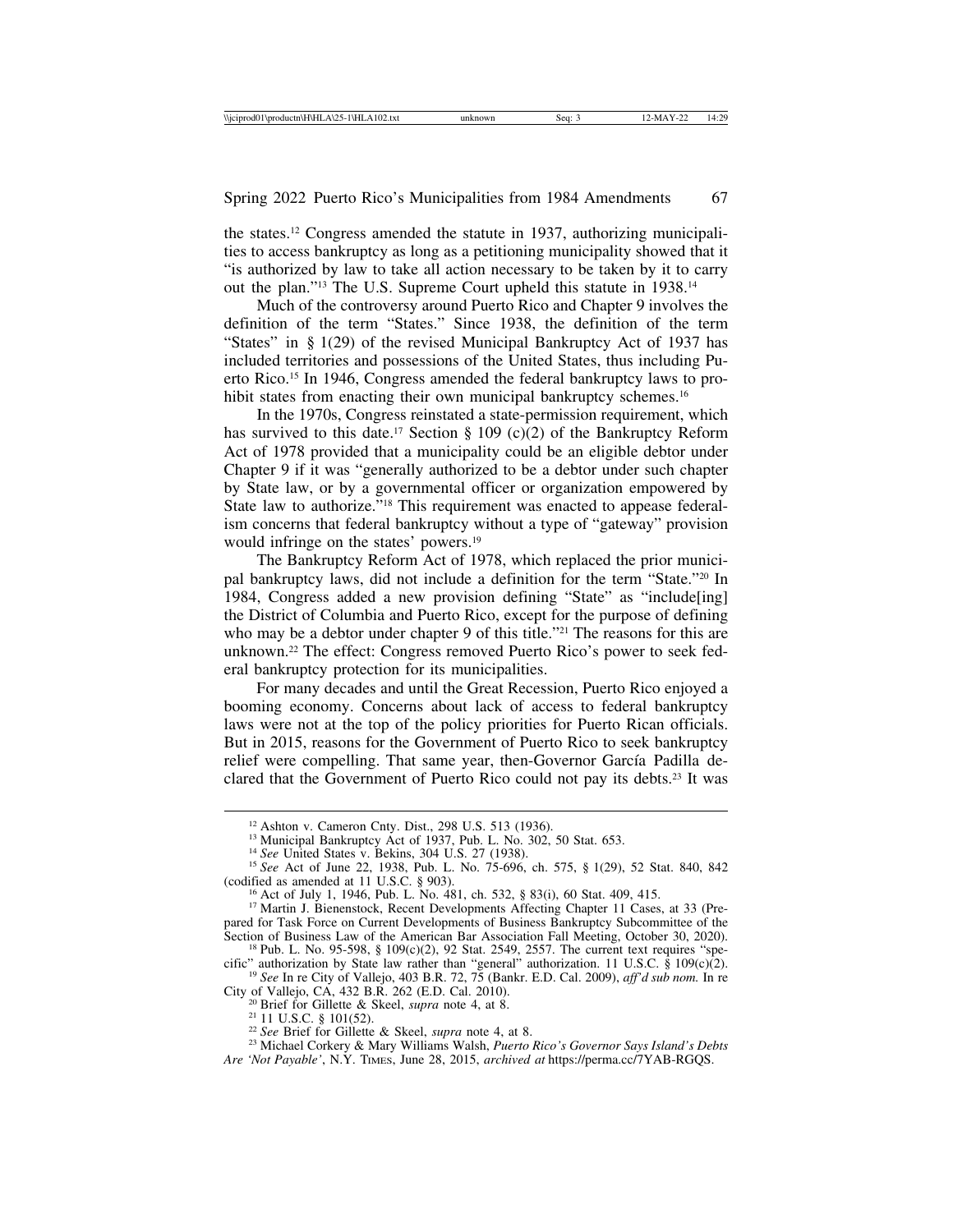the states.[12] Congress amended the statute in 1937, authorizing municipalities to access bankruptcy as long as a petitioning municipality showed that it "is authorized by law to take all action necessary to be taken by it to carry out the plan."[13] The U.S. Supreme Court upheld this statute in 1938.[14]

Much of the controversy around Puerto Rico and Chapter 9 involves the definition of the term "States." Since 1938, the definition of the term "States" in § 1(29) of the revised Municipal Bankruptcy Act of 1937 has included territories and possessions of the United States, thus including Puerto Rico.[15] In 1946, Congress amended the federal bankruptcy laws to prohibit states from enacting their own municipal bankruptcy schemes.[16]

In the 1970s, Congress reinstated a state-permission requirement, which has survived to this date.[17] Section § 109 (c)(2) of the Bankruptcy Reform Act of 1978 provided that a municipality could be an eligible debtor under Chapter 9 if it was "generally authorized to be a debtor under such chapter by State law, or by a governmental officer or organization empowered by State law to authorize."[18] This requirement was enacted to appease federalism concerns that federal bankruptcy without a type of "gateway" provision would infringe on the states' powers.[19]

The Bankruptcy Reform Act of 1978, which replaced the prior municipal bankruptcy laws, did not include a definition for the term "State."[20] In 1984, Congress added a new provision defining "State" as "include[ing] the District of Columbia and Puerto Rico, except for the purpose of defining who may be a debtor under chapter 9 of this title."[21] The reasons for this are unknown.[22] The effect: Congress removed Puerto Rico's power to seek federal bankruptcy protection for its municipalities.

For many decades and until the Great Recession, Puerto Rico enjoyed a booming economy. Concerns about lack of access to federal bankruptcy laws were not at the top of the policy priorities for Puerto Rican officials. But in 2015, reasons for the Government of Puerto Rico to seek bankruptcy relief were compelling. That same year, then-Governor García Padilla declared that the Government of Puerto Rico could not pay its debts.[23] It was

---

[12] Ashton v. Cameron Cnty. Dist., 298 U.S. 513 (1936).

[13] Municipal Bankruptcy Act of 1937, Pub. L. No. 302, 50 Stat. 653.

[14] *See* United States v. Bekins, 304 U.S. 27 (1938).

[15] *See* Act of June 22, 1938, Pub. L. No. 75-696, ch. 575, § 1(29), 52 Stat. 840, 842 (codified as amended at 11 U.S.C. § 903).

[16] Act of July 1, 1946, Pub. L. No. 481, ch. 532, § 83(i), 60 Stat. 409, 415.

[17] Martin J. Bienenstock, Recent Developments Affecting Chapter 11 Cases, at 33 (Prepared for Task Force on Current Developments of Business Bankruptcy Subcommittee of the Section of Business Law of the American Bar Association Fall Meeting, October 30, 2020).

[18] Pub. L. No. 95-598, § 109(c)(2), 92 Stat. 2549, 2557. The current text requires "specific" authorization by State law rather than "general" authorization. 11 U.S.C. § 109(c)(2).

[19] *See* In re City of Vallejo, 403 B.R. 72, 75 (Bankr. E.D. Cal. 2009), *aff'd sub nom.* In re City of Vallejo, CA, 432 B.R. 262 (E.D. Cal. 2010).

[20] Brief for Gillette & Skeel, *supra* note 4, at 8.

[21] 11 U.S.C. § 101(52).

[22] *See* Brief for Gillette & Skeel, *supra* note 4, at 8.

[23] Michael Corkery & Mary Williams Walsh, *Puerto Rico's Governor Says Island's Debts Are 'Not Payable'*, N.Y. TIMES, June 28, 2015, *archived at* https://perma.cc/7YAB-RGQS.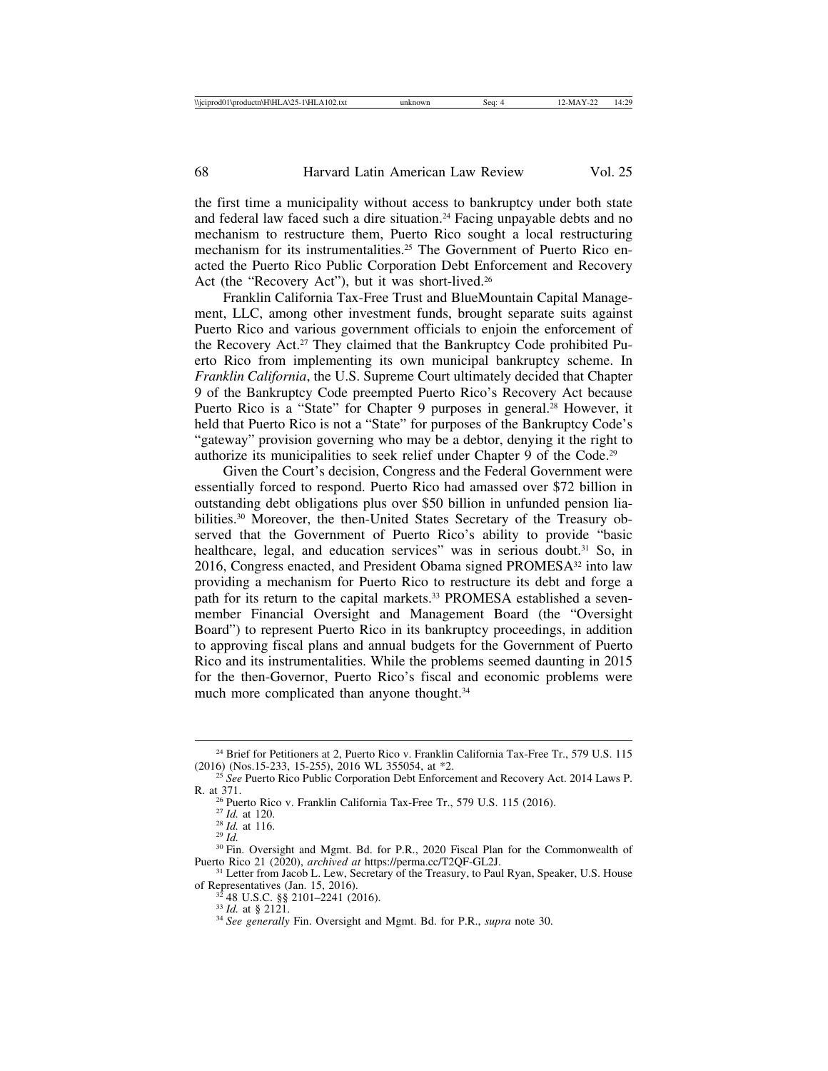the first time a municipality without access to bankruptcy under both state and federal law faced such a dire situation.[24] Facing unpayable debts and no mechanism to restructure them, Puerto Rico sought a local restructuring mechanism for its instrumentalities.[25] The Government of Puerto Rico enacted the Puerto Rico Public Corporation Debt Enforcement and Recovery Act (the "Recovery Act"), but it was short-lived.[26]

Franklin California Tax-Free Trust and BlueMountain Capital Management, LLC, among other investment funds, brought separate suits against Puerto Rico and various government officials to enjoin the enforcement of the Recovery Act.[27] They claimed that the Bankruptcy Code prohibited Puerto Rico from implementing its own municipal bankruptcy scheme. In *Franklin California*, the U.S. Supreme Court ultimately decided that Chapter 9 of the Bankruptcy Code preempted Puerto Rico's Recovery Act because Puerto Rico is a "State" for Chapter 9 purposes in general.[28] However, it held that Puerto Rico is not a "State" for purposes of the Bankruptcy Code's "gateway" provision governing who may be a debtor, denying it the right to authorize its municipalities to seek relief under Chapter 9 of the Code.[29]

Given the Court's decision, Congress and the Federal Government were essentially forced to respond. Puerto Rico had amassed over $72 billion in outstanding debt obligations plus over $50 billion in unfunded pension liabilities.[30] Moreover, the then-United States Secretary of the Treasury observed that the Government of Puerto Rico's ability to provide "basic healthcare, legal, and education services" was in serious doubt.[31] So, in 2016, Congress enacted, and President Obama signed PROMESA[32] into law providing a mechanism for Puerto Rico to restructure its debt and forge a path for its return to the capital markets.[33] PROMESA established a seven-member Financial Oversight and Management Board (the "Oversight Board") to represent Puerto Rico in its bankruptcy proceedings, in addition to approving fiscal plans and annual budgets for the Government of Puerto Rico and its instrumentalities. While the problems seemed daunting in 2015 for the then-Governor, Puerto Rico's fiscal and economic problems were much more complicated than anyone thought.[34]

---

[24] Brief for Petitioners at 2, Puerto Rico v. Franklin California Tax-Free Tr., 579 U.S. 115 (2016) (Nos.15-233, 15-255), 2016 WL 355054, at *2.

[25] *See* Puerto Rico Public Corporation Debt Enforcement and Recovery Act. 2014 Laws P. R. at 371.

[26] Puerto Rico v. Franklin California Tax-Free Tr., 579 U.S. 115 (2016).

[27] *Id.* at 120.

[28] *Id.* at 116.

[29] *Id.*

[30] Fin. Oversight and Mgmt. Bd. for P.R., 2020 Fiscal Plan for the Commonwealth of Puerto Rico 21 (2020), *archived at* https://perma.cc/T2QF-GL2J.

[31] Letter from Jacob L. Lew, Secretary of the Treasury, to Paul Ryan, Speaker, U.S. House of Representatives (Jan. 15, 2016).

[32] 48 U.S.C. §§ 2101–2241 (2016).

[33] *Id.* at § 2121.

[34] *See generally* Fin. Oversight and Mgmt. Bd. for P.R., *supra* note 30.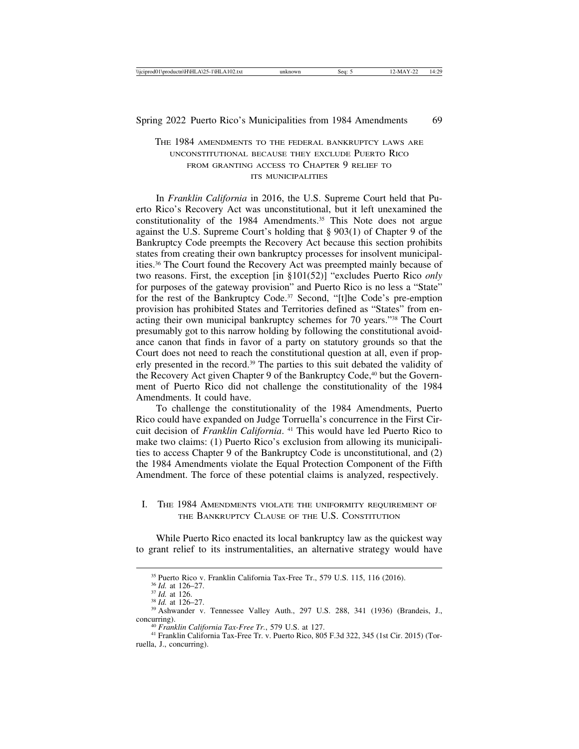## The 1984 amendments to the federal bankruptcy laws are unconstitutional because they exclude Puerto Rico from granting access to Chapter 9 relief to its municipalities

In *Franklin California* in 2016, the U.S. Supreme Court held that Puerto Rico's Recovery Act was unconstitutional, but it left unexamined the constitutionality of the 1984 Amendments.[35] This Note does not argue against the U.S. Supreme Court's holding that § 903(1) of Chapter 9 of the Bankruptcy Code preempts the Recovery Act because this section prohibits states from creating their own bankruptcy processes for insolvent municipalities.[36] The Court found the Recovery Act was preempted mainly because of two reasons. First, the exception [in §101(52)] "excludes Puerto Rico *only* for purposes of the gateway provision" and Puerto Rico is no less a "State" for the rest of the Bankruptcy Code.[37] Second, "[t]he Code's pre-emption provision has prohibited States and Territories defined as "States" from enacting their own municipal bankruptcy schemes for 70 years."[38] The Court presumably got to this narrow holding by following the constitutional avoidance canon that finds in favor of a party on statutory grounds so that the Court does not need to reach the constitutional question at all, even if properly presented in the record.[39] The parties to this suit debated the validity of the Recovery Act given Chapter 9 of the Bankruptcy Code,[40] but the Government of Puerto Rico did not challenge the constitutionality of the 1984 Amendments. It could have.

To challenge the constitutionality of the 1984 Amendments, Puerto Rico could have expanded on Judge Torruella's concurrence in the First Circuit decision of *Franklin California*.[41] This would have led Puerto Rico to make two claims: (1) Puerto Rico's exclusion from allowing its municipalities to access Chapter 9 of the Bankruptcy Code is unconstitutional, and (2) the 1984 Amendments violate the Equal Protection Component of the Fifth Amendment. The force of these potential claims is analyzed, respectively.

### I. The 1984 Amendments violate the uniformity requirement of the Bankruptcy Clause of the U.S. Constitution

While Puerto Rico enacted its local bankruptcy law as the quickest way to grant relief to its instrumentalities, an alternative strategy would have

---

[35] Puerto Rico v. Franklin California Tax-Free Tr., 579 U.S. 115, 116 (2016).

[36] *Id.* at 126–27.

[37] *Id.* at 126.

[38] *Id.* at 126–27.

[39] Ashwander v. Tennessee Valley Auth., 297 U.S. 288, 341 (1936) (Brandeis, J., concurring).

[40] *Franklin California Tax-Free Tr.*, 579 U.S. at 127.

[41] Franklin California Tax-Free Tr. v. Puerto Rico, 805 F.3d 322, 345 (1st Cir. 2015) (Torruella, J., concurring).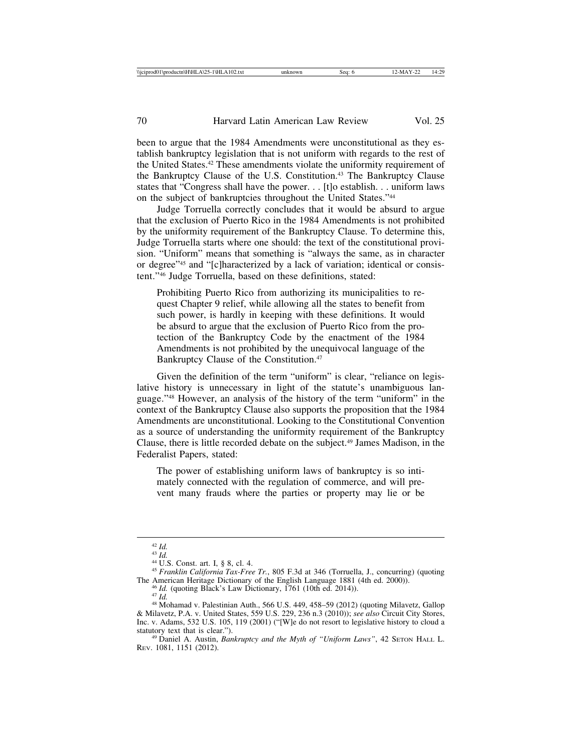been to argue that the 1984 Amendments were unconstitutional as they establish bankruptcy legislation that is not uniform with regards to the rest of the United States.[42] These amendments violate the uniformity requirement of the Bankruptcy Clause of the U.S. Constitution.[43] The Bankruptcy Clause states that "Congress shall have the power. . . [t]o establish. . . uniform laws on the subject of bankruptcies throughout the United States."[44]

Judge Torruella correctly concludes that it would be absurd to argue that the exclusion of Puerto Rico in the 1984 Amendments is not prohibited by the uniformity requirement of the Bankruptcy Clause. To determine this, Judge Torruella starts where one should: the text of the constitutional provision. "Uniform" means that something is "always the same, as in character or degree"[45] and "[c]haracterized by a lack of variation; identical or consistent."[46] Judge Torruella, based on these definitions, stated:

> Prohibiting Puerto Rico from authorizing its municipalities to request Chapter 9 relief, while allowing all the states to benefit from such power, is hardly in keeping with these definitions. It would be absurd to argue that the exclusion of Puerto Rico from the protection of the Bankruptcy Code by the enactment of the 1984 Amendments is not prohibited by the unequivocal language of the Bankruptcy Clause of the Constitution.[47]

Given the definition of the term "uniform" is clear, "reliance on legislative history is unnecessary in light of the statute's unambiguous language."[48] However, an analysis of the history of the term "uniform" in the context of the Bankruptcy Clause also supports the proposition that the 1984 Amendments are unconstitutional. Looking to the Constitutional Convention as a source of understanding the uniformity requirement of the Bankruptcy Clause, there is little recorded debate on the subject.[49] James Madison, in the Federalist Papers, stated:

> The power of establishing uniform laws of bankruptcy is so intimately connected with the regulation of commerce, and will prevent many frauds where the parties or property may lie or be

---

[42] *Id.*

[43] *Id.*

[44] U.S. Const. art. I, § 8, cl. 4.

[45] *Franklin California Tax-Free Tr.*, 805 F.3d at 346 (Torruella, J., concurring) (quoting The American Heritage Dictionary of the English Language 1881 (4th ed. 2000)).

[46] *Id.* (quoting Black's Law Dictionary, 1761 (10th ed. 2014)).

[47] *Id.*

[48] Mohamad v. Palestinian Auth., 566 U.S. 449, 458–59 (2012) (quoting Milavetz, Gallop & Milavetz, P.A. v. United States, 559 U.S. 229, 236 n.3 (2010)); *see also* Circuit City Stores, Inc. v. Adams, 532 U.S. 105, 119 (2001) ("[W]e do not resort to legislative history to cloud a statutory text that is clear.").

[49] Daniel A. Austin, *Bankruptcy and the Myth of "Uniform Laws"*, 42 SETON HALL L. REV. 1081, 1151 (2012).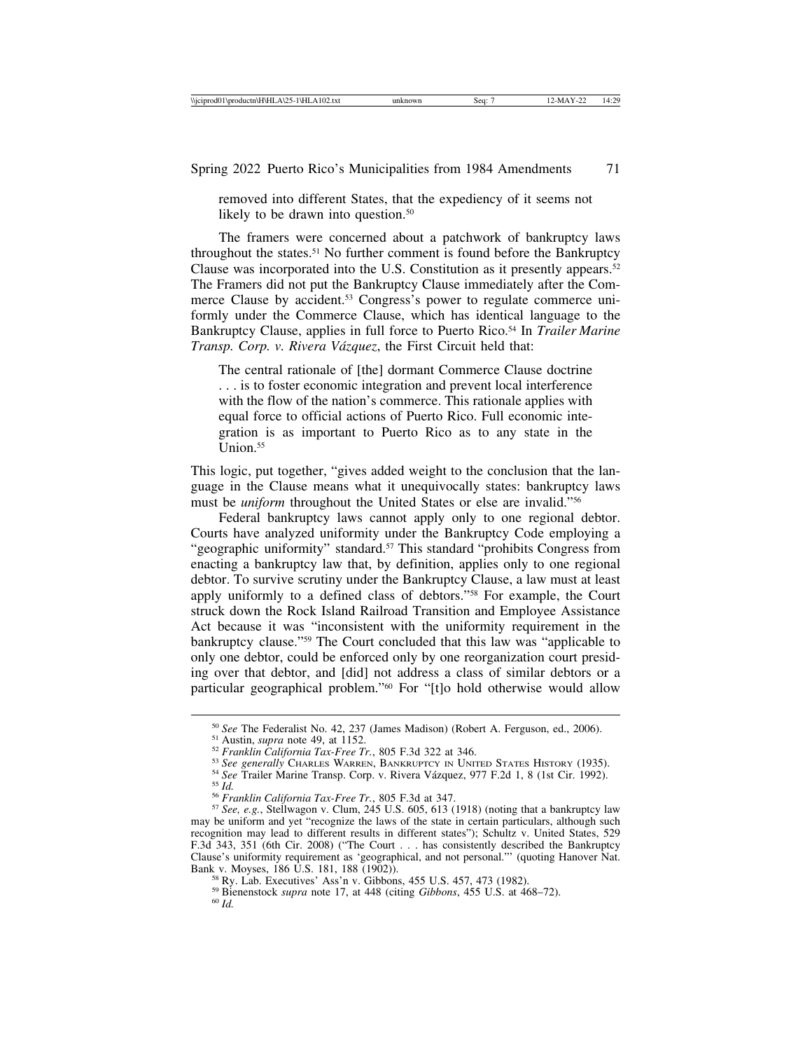removed into different States, that the expediency of it seems not likely to be drawn into question.[50]

The framers were concerned about a patchwork of bankruptcy laws throughout the states.[51] No further comment is found before the Bankruptcy Clause was incorporated into the U.S. Constitution as it presently appears.[52] The Framers did not put the Bankruptcy Clause immediately after the Commerce Clause by accident.[53] Congress's power to regulate commerce uniformly under the Commerce Clause, which has identical language to the Bankruptcy Clause, applies in full force to Puerto Rico.[54] In *Trailer Marine Transp. Corp. v. Rivera Vázquez*, the First Circuit held that:

> The central rationale of [the] dormant Commerce Clause doctrine . . . is to foster economic integration and prevent local interference with the flow of the nation's commerce. This rationale applies with equal force to official actions of Puerto Rico. Full economic integration is as important to Puerto Rico as to any state in the Union.[55]

This logic, put together, "gives added weight to the conclusion that the language in the Clause means what it unequivocally states: bankruptcy laws must be *uniform* throughout the United States or else are invalid."[56]

Federal bankruptcy laws cannot apply only to one regional debtor. Courts have analyzed uniformity under the Bankruptcy Code employing a "geographic uniformity" standard.[57] This standard "prohibits Congress from enacting a bankruptcy law that, by definition, applies only to one regional debtor. To survive scrutiny under the Bankruptcy Clause, a law must at least apply uniformly to a defined class of debtors."[58] For example, the Court struck down the Rock Island Railroad Transition and Employee Assistance Act because it was "inconsistent with the uniformity requirement in the bankruptcy clause."[59] The Court concluded that this law was "applicable to only one debtor, could be enforced only by one reorganization court presiding over that debtor, and [did] not address a class of similar debtors or a particular geographical problem."[60] For "[t]o hold otherwise would allow

---

[50] *See* The Federalist No. 42, 237 (James Madison) (Robert A. Ferguson, ed., 2006).

[51] Austin, *supra* note 49, at 1152.

[52] *Franklin California Tax-Free Tr.*, 805 F.3d 322 at 346.

[53] *See generally* Charles Warren, Bankruptcy in United States History (1935).

[54] *See* Trailer Marine Transp. Corp. v. Rivera Vázquez, 977 F.2d 1, 8 (1st Cir. 1992).

[55] *Id.*

[56] *Franklin California Tax-Free Tr.*, 805 F.3d at 347.

[57] *See, e.g.*, Stellwagon v. Clum, 245 U.S. 605, 613 (1918) (noting that a bankruptcy law may be uniform and yet "recognize the laws of the state in certain particulars, although such recognition may lead to different results in different states"); Schultz v. United States, 529 F.3d 343, 351 (6th Cir. 2008) ("The Court . . . has consistently described the Bankruptcy Clause's uniformity requirement as 'geographical, and not personal.'" (quoting Hanover Nat. Bank v. Moyses, 186 U.S. 181, 188 (1902)).

[58] Ry. Lab. Executives' Ass'n v. Gibbons, 455 U.S. 457, 473 (1982).

[59] Bienenstock *supra* note 17, at 448 (citing *Gibbons*, 455 U.S. at 468–72).

[60] *Id.*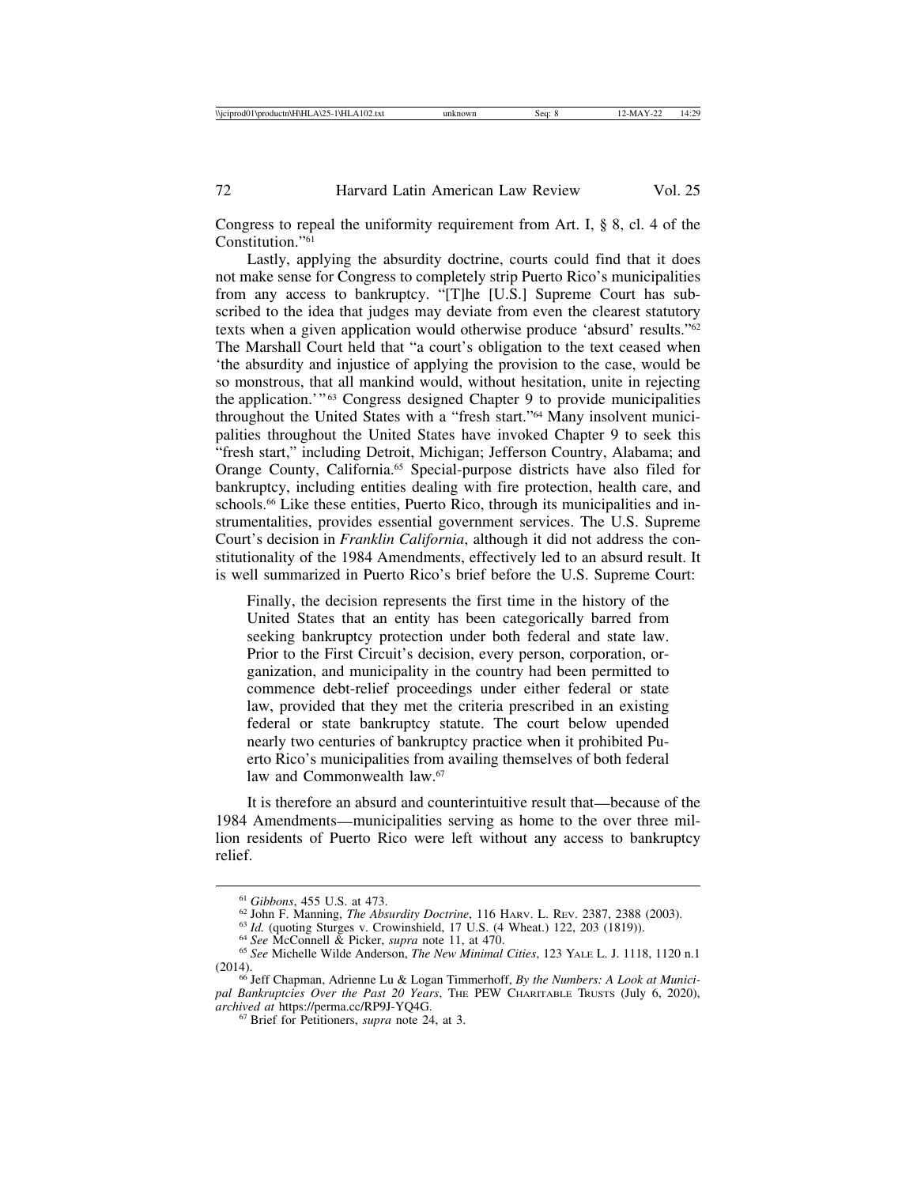Congress to repeal the uniformity requirement from Art. I, § 8, cl. 4 of the Constitution."[61]

Lastly, applying the absurdity doctrine, courts could find that it does not make sense for Congress to completely strip Puerto Rico's municipalities from any access to bankruptcy. "[T]he [U.S.] Supreme Court has subscribed to the idea that judges may deviate from even the clearest statutory texts when a given application would otherwise produce 'absurd' results."[62] The Marshall Court held that "a court's obligation to the text ceased when 'the absurdity and injustice of applying the provision to the case, would be so monstrous, that all mankind would, without hesitation, unite in rejecting the application.'"[63] Congress designed Chapter 9 to provide municipalities throughout the United States with a "fresh start."[64] Many insolvent municipalities throughout the United States have invoked Chapter 9 to seek this "fresh start," including Detroit, Michigan; Jefferson Country, Alabama; and Orange County, California.[65] Special-purpose districts have also filed for bankruptcy, including entities dealing with fire protection, health care, and schools.[66] Like these entities, Puerto Rico, through its municipalities and instrumentalities, provides essential government services. The U.S. Supreme Court's decision in *Franklin California*, although it did not address the constitutionality of the 1984 Amendments, effectively led to an absurd result. It is well summarized in Puerto Rico's brief before the U.S. Supreme Court:

> Finally, the decision represents the first time in the history of the United States that an entity has been categorically barred from seeking bankruptcy protection under both federal and state law. Prior to the First Circuit's decision, every person, corporation, organization, and municipality in the country had been permitted to commence debt-relief proceedings under either federal or state law, provided that they met the criteria prescribed in an existing federal or state bankruptcy statute. The court below upended nearly two centuries of bankruptcy practice when it prohibited Puerto Rico's municipalities from availing themselves of both federal law and Commonwealth law.[67]

It is therefore an absurd and counterintuitive result that—because of the 1984 Amendments—municipalities serving as home to the over three million residents of Puerto Rico were left without any access to bankruptcy relief.

---

[61] *Gibbons*, 455 U.S. at 473.

[62] John F. Manning, *The Absurdity Doctrine*, 116 HARV. L. REV. 2387, 2388 (2003).

[63] *Id.* (quoting Sturges v. Crowinshield, 17 U.S. (4 Wheat.) 122, 203 (1819)).

[64] *See* McConnell & Picker, *supra* note 11, at 470.

[65] *See* Michelle Wilde Anderson, *The New Minimal Cities*, 123 YALE L. J. 1118, 1120 n.1 (2014).

[66] Jeff Chapman, Adrienne Lu & Logan Timmerhoff, *By the Numbers: A Look at Municipal Bankruptcies Over the Past 20 Years*, THE PEW CHARITABLE TRUSTS (July 6, 2020), *archived at* https://perma.cc/RP9J-YQ4G.

[67] Brief for Petitioners, *supra* note 24, at 3.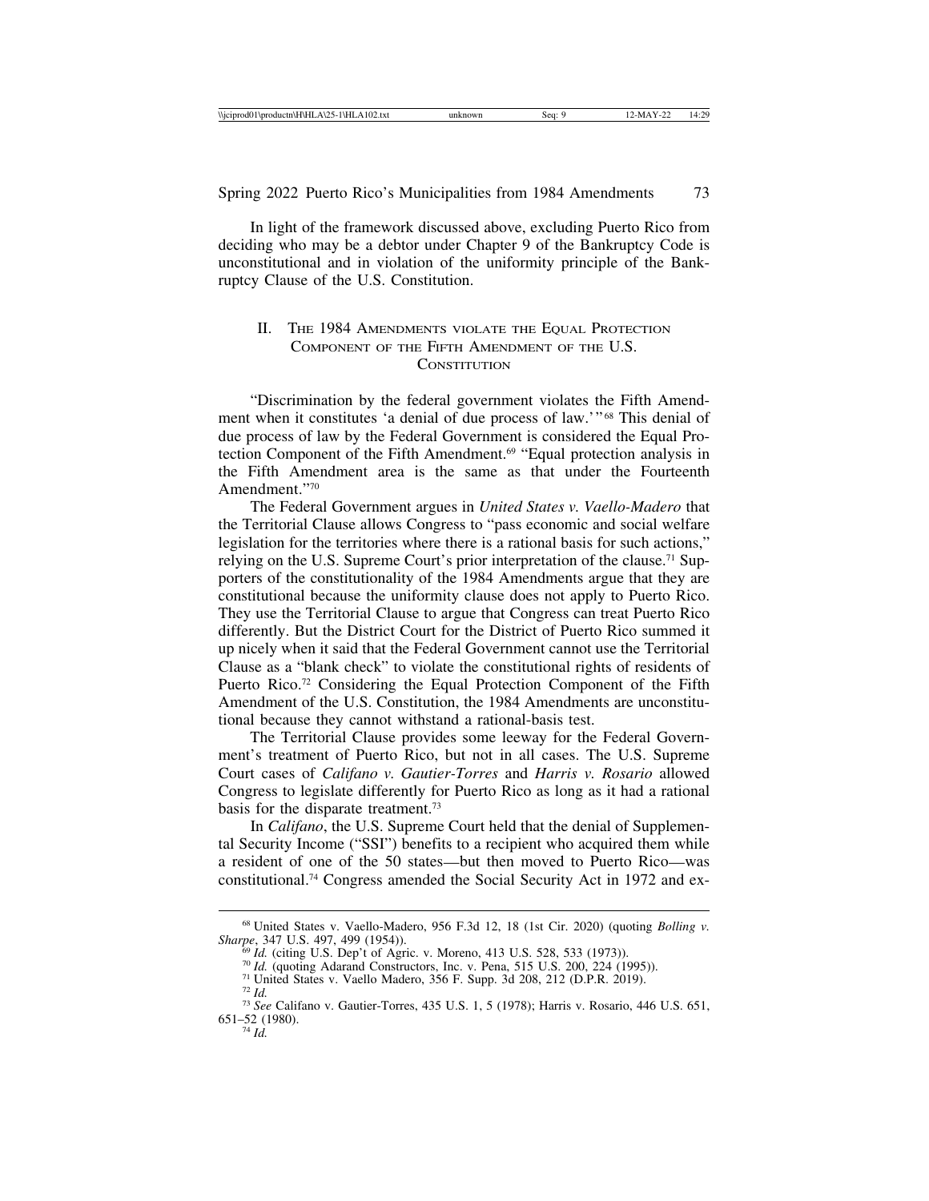In light of the framework discussed above, excluding Puerto Rico from deciding who may be a debtor under Chapter 9 of the Bankruptcy Code is unconstitutional and in violation of the uniformity principle of the Bankruptcy Clause of the U.S. Constitution.

## II. The 1984 Amendments violate the Equal Protection Component of the Fifth Amendment of the U.S. Constitution

"Discrimination by the federal government violates the Fifth Amendment when it constitutes 'a denial of due process of law.'"[68] This denial of due process of law by the Federal Government is considered the Equal Protection Component of the Fifth Amendment.[69] "Equal protection analysis in the Fifth Amendment area is the same as that under the Fourteenth Amendment."[70]

The Federal Government argues in *United States v. Vaello-Madero* that the Territorial Clause allows Congress to "pass economic and social welfare legislation for the territories where there is a rational basis for such actions," relying on the U.S. Supreme Court's prior interpretation of the clause.[71] Supporters of the constitutionality of the 1984 Amendments argue that they are constitutional because the uniformity clause does not apply to Puerto Rico. They use the Territorial Clause to argue that Congress can treat Puerto Rico differently. But the District Court for the District of Puerto Rico summed it up nicely when it said that the Federal Government cannot use the Territorial Clause as a "blank check" to violate the constitutional rights of residents of Puerto Rico.[72] Considering the Equal Protection Component of the Fifth Amendment of the U.S. Constitution, the 1984 Amendments are unconstitutional because they cannot withstand a rational-basis test.

The Territorial Clause provides some leeway for the Federal Government's treatment of Puerto Rico, but not in all cases. The U.S. Supreme Court cases of *Califano v. Gautier-Torres* and *Harris v. Rosario* allowed Congress to legislate differently for Puerto Rico as long as it had a rational basis for the disparate treatment.[73]

In *Califano*, the U.S. Supreme Court held that the denial of Supplemental Security Income ("SSI") benefits to a recipient who acquired them while a resident of one of the 50 states—but then moved to Puerto Rico—was constitutional.[74] Congress amended the Social Security Act in 1972 and ex-

---

[68] United States v. Vaello-Madero, 956 F.3d 12, 18 (1st Cir. 2020) (quoting *Bolling v. Sharpe*, 347 U.S. 497, 499 (1954)).

[69] *Id.* (citing U.S. Dep't of Agric. v. Moreno, 413 U.S. 528, 533 (1973)).

[70] *Id.* (quoting Adarand Constructors, Inc. v. Pena, 515 U.S. 200, 224 (1995)).

[71] United States v. Vaello Madero, 356 F. Supp. 3d 208, 212 (D.P.R. 2019).

[72] *Id.*

[73] *See* Califano v. Gautier-Torres, 435 U.S. 1, 5 (1978); Harris v. Rosario, 446 U.S. 651, 651–52 (1980).

[74] *Id.*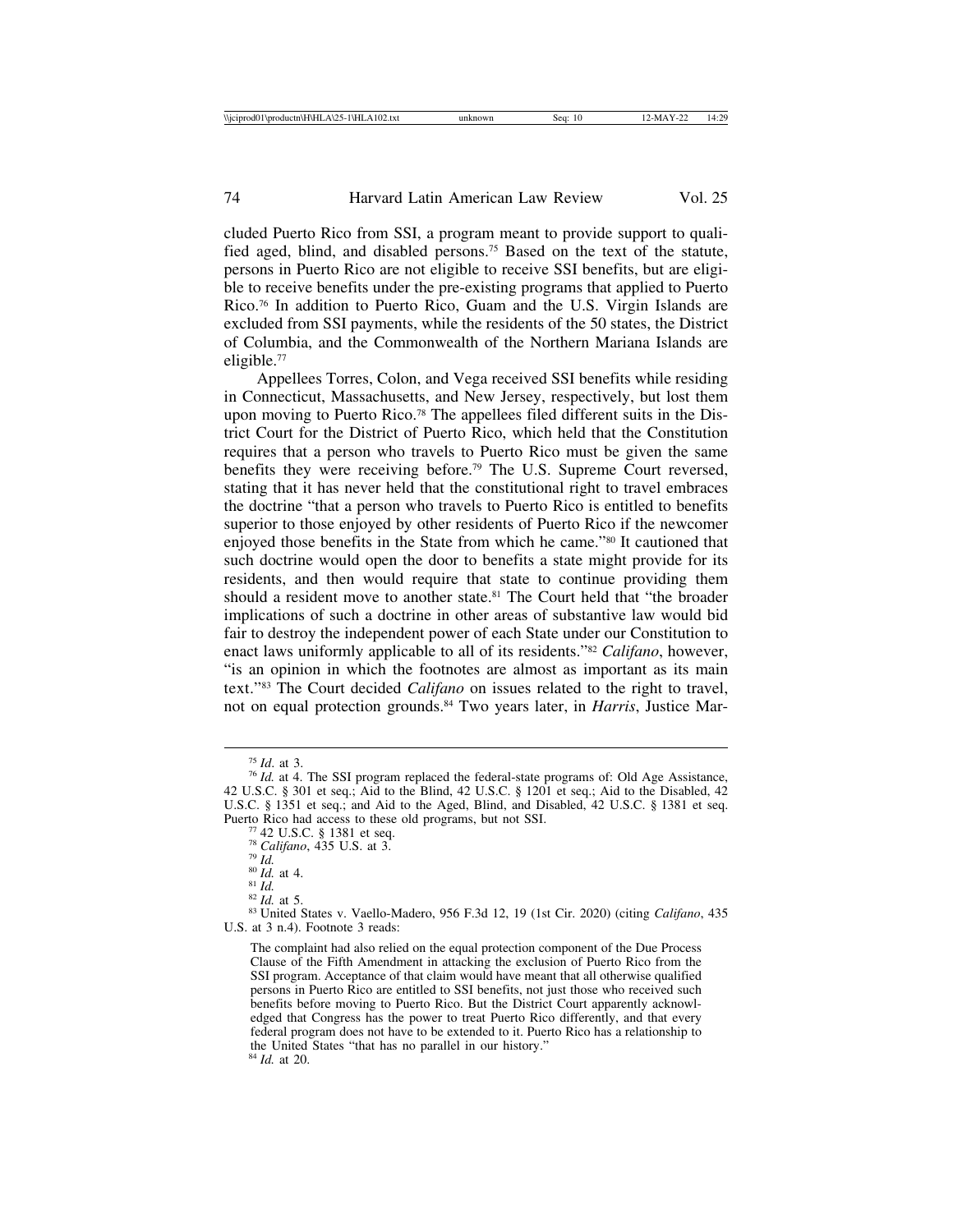cluded Puerto Rico from SSI, a program meant to provide support to qualified aged, blind, and disabled persons.[75] Based on the text of the statute, persons in Puerto Rico are not eligible to receive SSI benefits, but are eligible to receive benefits under the pre-existing programs that applied to Puerto Rico.[76] In addition to Puerto Rico, Guam and the U.S. Virgin Islands are excluded from SSI payments, while the residents of the 50 states, the District of Columbia, and the Commonwealth of the Northern Mariana Islands are eligible.[77]

Appellees Torres, Colon, and Vega received SSI benefits while residing in Connecticut, Massachusetts, and New Jersey, respectively, but lost them upon moving to Puerto Rico.[78] The appellees filed different suits in the District Court for the District of Puerto Rico, which held that the Constitution requires that a person who travels to Puerto Rico must be given the same benefits they were receiving before.[79] The U.S. Supreme Court reversed, stating that it has never held that the constitutional right to travel embraces the doctrine "that a person who travels to Puerto Rico is entitled to benefits superior to those enjoyed by other residents of Puerto Rico if the newcomer enjoyed those benefits in the State from which he came."[80] It cautioned that such doctrine would open the door to benefits a state might provide for its residents, and then would require that state to continue providing them should a resident move to another state.[81] The Court held that "the broader implications of such a doctrine in other areas of substantive law would bid fair to destroy the independent power of each State under our Constitution to enact laws uniformly applicable to all of its residents."[82] *Califano*, however, "is an opinion in which the footnotes are almost as important as its main text."[83] The Court decided *Califano* on issues related to the right to travel, not on equal protection grounds.[84] Two years later, in *Harris*, Justice Mar-

---

[75] *Id*. at 3.

[76] *Id.* at 4. The SSI program replaced the federal-state programs of: Old Age Assistance, 42 U.S.C. § 301 et seq.; Aid to the Blind, 42 U.S.C. § 1201 et seq.; Aid to the Disabled, 42 U.S.C. § 1351 et seq.; and Aid to the Aged, Blind, and Disabled, 42 U.S.C. § 1381 et seq. Puerto Rico had access to these old programs, but not SSI.

[77] 42 U.S.C. § 1381 et seq.

[78] *Califano*, 435 U.S. at 3.

[79] *Id.*

[80] *Id.* at 4.

[81] *Id.*

[82] *Id.* at 5.

[83] United States v. Vaello-Madero, 956 F.3d 12, 19 (1st Cir. 2020) (citing *Califano*, 435 U.S. at 3 n.4). Footnote 3 reads:

> The complaint had also relied on the equal protection component of the Due Process Clause of the Fifth Amendment in attacking the exclusion of Puerto Rico from the SSI program. Acceptance of that claim would have meant that all otherwise qualified persons in Puerto Rico are entitled to SSI benefits, not just those who received such benefits before moving to Puerto Rico. But the District Court apparently acknowledged that Congress has the power to treat Puerto Rico differently, and that every federal program does not have to be extended to it. Puerto Rico has a relationship to the United States "that has no parallel in our history."

[84] *Id.* at 20.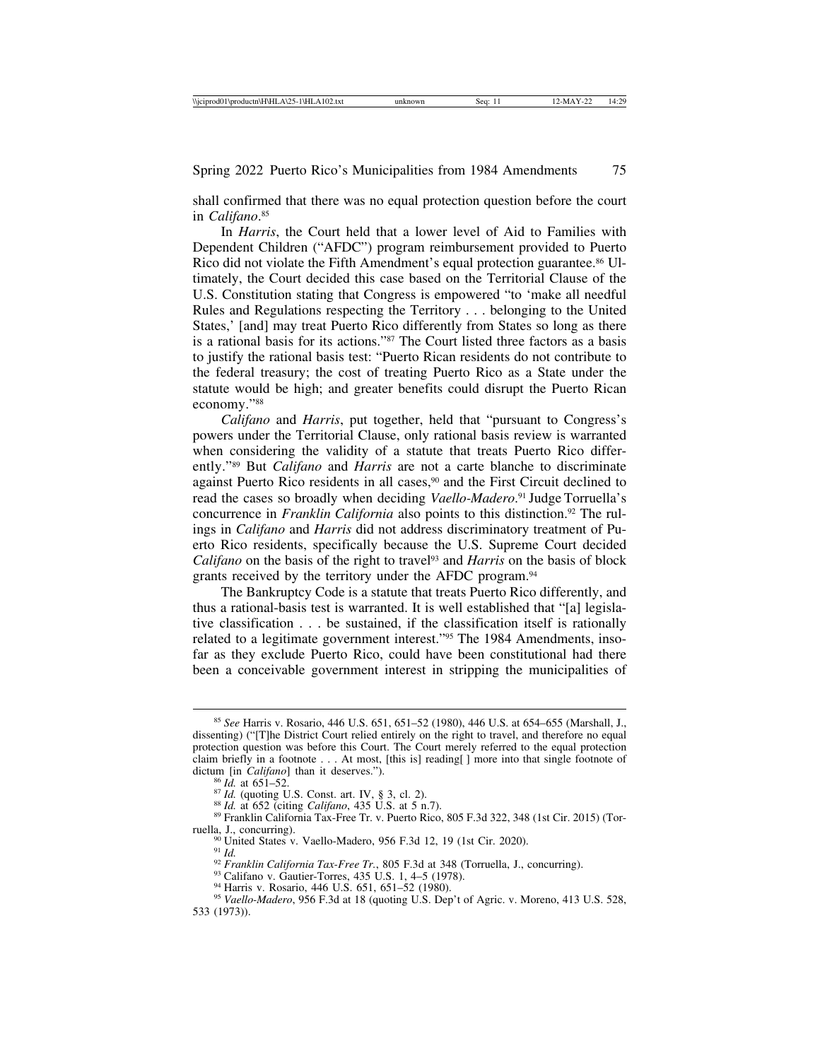shall confirmed that there was no equal protection question before the court in *Califano*.[85]

In *Harris*, the Court held that a lower level of Aid to Families with Dependent Children ("AFDC") program reimbursement provided to Puerto Rico did not violate the Fifth Amendment's equal protection guarantee.[86] Ultimately, the Court decided this case based on the Territorial Clause of the U.S. Constitution stating that Congress is empowered "to 'make all needful Rules and Regulations respecting the Territory . . . belonging to the United States,' [and] may treat Puerto Rico differently from States so long as there is a rational basis for its actions."[87] The Court listed three factors as a basis to justify the rational basis test: "Puerto Rican residents do not contribute to the federal treasury; the cost of treating Puerto Rico as a State under the statute would be high; and greater benefits could disrupt the Puerto Rican economy."[88]

*Califano* and *Harris*, put together, held that "pursuant to Congress's powers under the Territorial Clause, only rational basis review is warranted when considering the validity of a statute that treats Puerto Rico differently."[89] But *Califano* and *Harris* are not a carte blanche to discriminate against Puerto Rico residents in all cases,[90] and the First Circuit declined to read the cases so broadly when deciding *Vaello-Madero*.[91] Judge Torruella's concurrence in *Franklin California* also points to this distinction.[92] The rulings in *Califano* and *Harris* did not address discriminatory treatment of Puerto Rico residents, specifically because the U.S. Supreme Court decided *Califano* on the basis of the right to travel[93] and *Harris* on the basis of block grants received by the territory under the AFDC program.[94]

The Bankruptcy Code is a statute that treats Puerto Rico differently, and thus a rational-basis test is warranted. It is well established that "[a] legislative classification . . . be sustained, if the classification itself is rationally related to a legitimate government interest."[95] The 1984 Amendments, insofar as they exclude Puerto Rico, could have been constitutional had there been a conceivable government interest in stripping the municipalities of

---

[85] *See* Harris v. Rosario, 446 U.S. 651, 651–52 (1980), 446 U.S. at 654–655 (Marshall, J., dissenting) ("[T]he District Court relied entirely on the right to travel, and therefore no equal protection question was before this Court. The Court merely referred to the equal protection claim briefly in a footnote . . . At most, [this is] reading[ ] more into that single footnote of dictum [in *Califano*] than it deserves.").

[86] *Id.* at 651–52.

[87] *Id.* (quoting U.S. Const. art. IV, § 3, cl. 2).

[88] *Id.* at 652 (citing *Califano*, 435 U.S. at 5 n.7).

[89] Franklin California Tax-Free Tr. v. Puerto Rico, 805 F.3d 322, 348 (1st Cir. 2015) (Torruella, J., concurring).

[90] United States v. Vaello-Madero, 956 F.3d 12, 19 (1st Cir. 2020).

[91] *Id.*

[92] *Franklin California Tax-Free Tr.*, 805 F.3d at 348 (Torruella, J., concurring).

[93] Califano v. Gautier-Torres, 435 U.S. 1, 4–5 (1978).

[94] Harris v. Rosario, 446 U.S. 651, 651–52 (1980).

[95] *Vaello-Madero*, 956 F.3d at 18 (quoting U.S. Dep't of Agric. v. Moreno, 413 U.S. 528, 533 (1973)).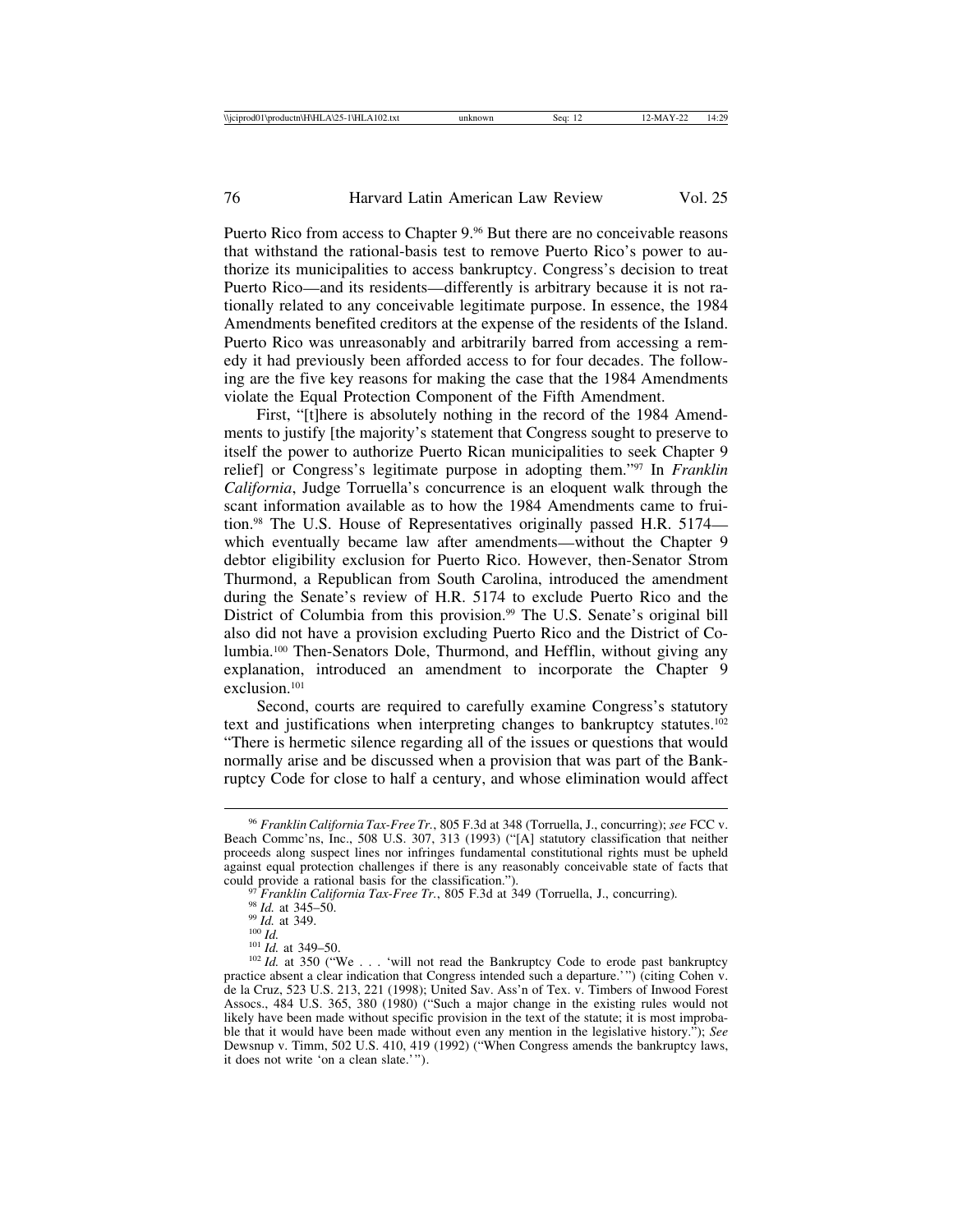Puerto Rico from access to Chapter 9.[96] But there are no conceivable reasons that withstand the rational-basis test to remove Puerto Rico's power to authorize its municipalities to access bankruptcy. Congress's decision to treat Puerto Rico—and its residents—differently is arbitrary because it is not rationally related to any conceivable legitimate purpose. In essence, the 1984 Amendments benefited creditors at the expense of the residents of the Island. Puerto Rico was unreasonably and arbitrarily barred from accessing a remedy it had previously been afforded access to for four decades. The following are the five key reasons for making the case that the 1984 Amendments violate the Equal Protection Component of the Fifth Amendment.

First, "[t]here is absolutely nothing in the record of the 1984 Amendments to justify [the majority's statement that Congress sought to preserve to itself the power to authorize Puerto Rican municipalities to seek Chapter 9 relief] or Congress's legitimate purpose in adopting them."[97] In *Franklin California*, Judge Torruella's concurrence is an eloquent walk through the scant information available as to how the 1984 Amendments came to fruition.[98] The U.S. House of Representatives originally passed H.R. 5174—which eventually became law after amendments—without the Chapter 9 debtor eligibility exclusion for Puerto Rico. However, then-Senator Strom Thurmond, a Republican from South Carolina, introduced the amendment during the Senate's review of H.R. 5174 to exclude Puerto Rico and the District of Columbia from this provision.[99] The U.S. Senate's original bill also did not have a provision excluding Puerto Rico and the District of Columbia.[100] Then-Senators Dole, Thurmond, and Hefflin, without giving any explanation, introduced an amendment to incorporate the Chapter 9 exclusion.[101]

Second, courts are required to carefully examine Congress's statutory text and justifications when interpreting changes to bankruptcy statutes.[102] "There is hermetic silence regarding all of the issues or questions that would normally arise and be discussed when a provision that was part of the Bankruptcy Code for close to half a century, and whose elimination would affect

---

[96] *Franklin California Tax-Free Tr.*, 805 F.3d at 348 (Torruella, J., concurring); *see* FCC v. Beach Commc'ns, Inc., 508 U.S. 307, 313 (1993) ("[A] statutory classification that neither proceeds along suspect lines nor infringes fundamental constitutional rights must be upheld against equal protection challenges if there is any reasonably conceivable state of facts that could provide a rational basis for the classification.").

[97] *Franklin California Tax-Free Tr.*, 805 F.3d at 349 (Torruella, J., concurring).

[98] *Id.* at 345–50.

[99] *Id.* at 349.

[100] *Id.*

[101] *Id.* at 349–50.

[102] *Id.* at 350 ("We . . . 'will not read the Bankruptcy Code to erode past bankruptcy practice absent a clear indication that Congress intended such a departure.'") (citing Cohen v. de la Cruz, 523 U.S. 213, 221 (1998); United Sav. Ass'n of Tex. v. Timbers of Inwood Forest Assocs., 484 U.S. 365, 380 (1980) ("Such a major change in the existing rules would not likely have been made without specific provision in the text of the statute; it is most improbable that it would have been made without even any mention in the legislative history."); *See* Dewsnup v. Timm, 502 U.S. 410, 419 (1992) ("When Congress amends the bankruptcy laws, it does not write 'on a clean slate.'").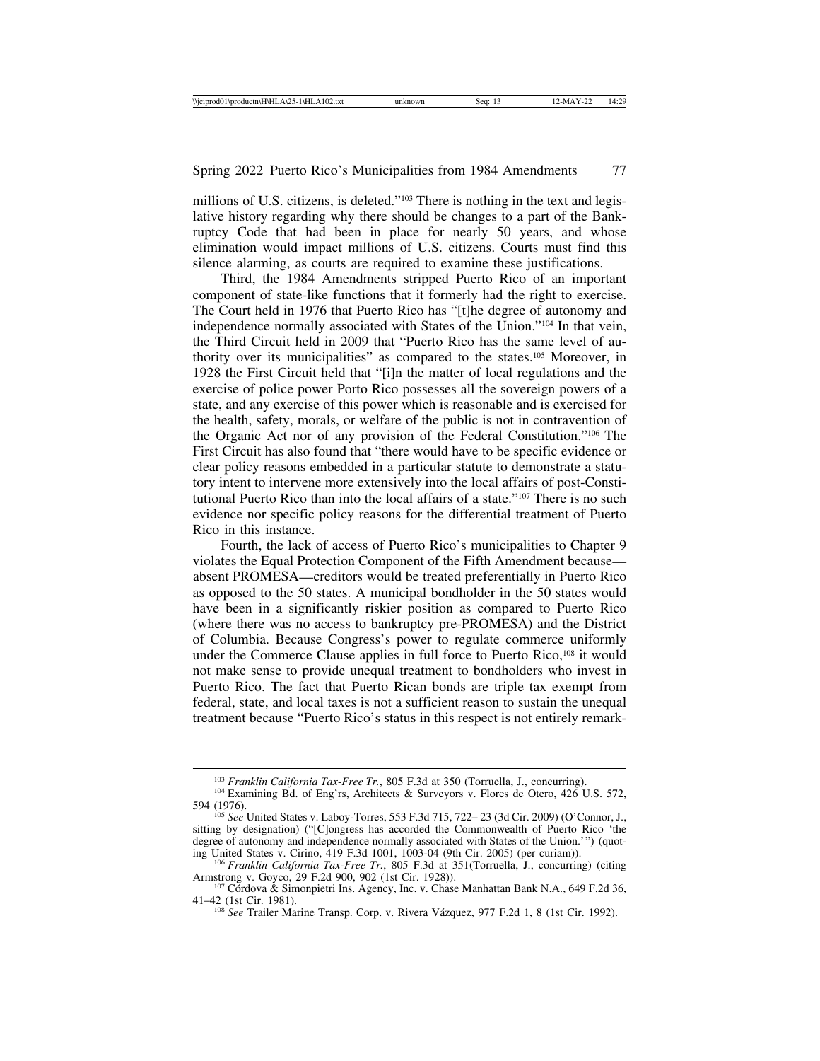millions of U.S. citizens, is deleted."[103] There is nothing in the text and legislative history regarding why there should be changes to a part of the Bankruptcy Code that had been in place for nearly 50 years, and whose elimination would impact millions of U.S. citizens. Courts must find this silence alarming, as courts are required to examine these justifications.

Third, the 1984 Amendments stripped Puerto Rico of an important component of state-like functions that it formerly had the right to exercise. The Court held in 1976 that Puerto Rico has "[t]he degree of autonomy and independence normally associated with States of the Union."[104] In that vein, the Third Circuit held in 2009 that "Puerto Rico has the same level of authority over its municipalities" as compared to the states.[105] Moreover, in 1928 the First Circuit held that "[i]n the matter of local regulations and the exercise of police power Porto Rico possesses all the sovereign powers of a state, and any exercise of this power which is reasonable and is exercised for the health, safety, morals, or welfare of the public is not in contravention of the Organic Act nor of any provision of the Federal Constitution."[106] The First Circuit has also found that "there would have to be specific evidence or clear policy reasons embedded in a particular statute to demonstrate a statutory intent to intervene more extensively into the local affairs of post-Constitutional Puerto Rico than into the local affairs of a state."[107] There is no such evidence nor specific policy reasons for the differential treatment of Puerto Rico in this instance.

Fourth, the lack of access of Puerto Rico's municipalities to Chapter 9 violates the Equal Protection Component of the Fifth Amendment because—absent PROMESA—creditors would be treated preferentially in Puerto Rico as opposed to the 50 states. A municipal bondholder in the 50 states would have been in a significantly riskier position as compared to Puerto Rico (where there was no access to bankruptcy pre-PROMESA) and the District of Columbia. Because Congress's power to regulate commerce uniformly under the Commerce Clause applies in full force to Puerto Rico,[108] it would not make sense to provide unequal treatment to bondholders who invest in Puerto Rico. The fact that Puerto Rican bonds are triple tax exempt from federal, state, and local taxes is not a sufficient reason to sustain the unequal treatment because "Puerto Rico's status in this respect is not entirely remark-

---

[103] *Franklin California Tax-Free Tr.*, 805 F.3d at 350 (Torruella, J., concurring).

[104] Examining Bd. of Eng'rs, Architects & Surveyors v. Flores de Otero, 426 U.S. 572, 594 (1976).

[105] *See* United States v. Laboy-Torres, 553 F.3d 715, 722– 23 (3d Cir. 2009) (O'Connor, J., sitting by designation) ("[C]ongress has accorded the Commonwealth of Puerto Rico 'the degree of autonomy and independence normally associated with States of the Union.'") (quoting United States v. Cirino, 419 F.3d 1001, 1003-04 (9th Cir. 2005) (per curiam)).

[106] *Franklin California Tax-Free Tr.*, 805 F.3d at 351(Torruella, J., concurring) (citing Armstrong v. Goyco, 29 F.2d 900, 902 (1st Cir. 1928)).

[107] Córdova & Simonpietri Ins. Agency, Inc. v. Chase Manhattan Bank N.A., 649 F.2d 36, 41–42 (1st Cir. 1981).

[108] *See* Trailer Marine Transp. Corp. v. Rivera Vázquez, 977 F.2d 1, 8 (1st Cir. 1992).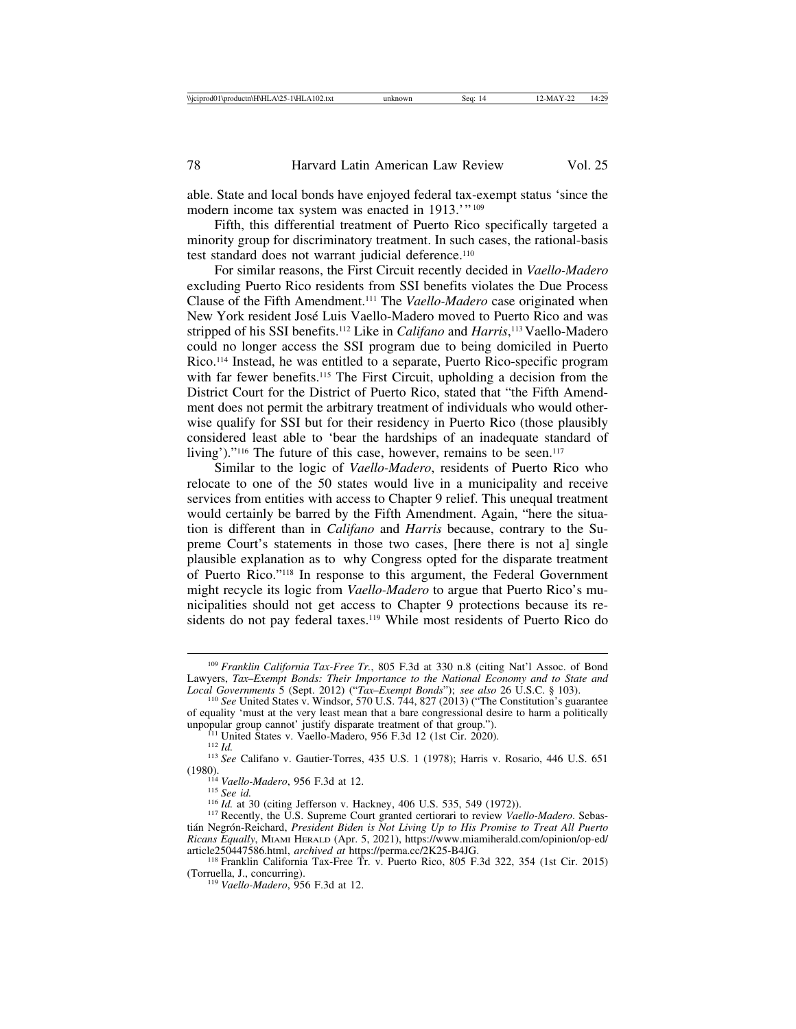able. State and local bonds have enjoyed federal tax-exempt status 'since the modern income tax system was enacted in 1913.'"[109]

Fifth, this differential treatment of Puerto Rico specifically targeted a minority group for discriminatory treatment. In such cases, the rational-basis test standard does not warrant judicial deference.[110]

For similar reasons, the First Circuit recently decided in *Vaello-Madero* excluding Puerto Rico residents from SSI benefits violates the Due Process Clause of the Fifth Amendment.[111] The *Vaello-Madero* case originated when New York resident José Luis Vaello-Madero moved to Puerto Rico and was stripped of his SSI benefits.[112] Like in *Califano* and *Harris*,[113] Vaello-Madero could no longer access the SSI program due to being domiciled in Puerto Rico.[114] Instead, he was entitled to a separate, Puerto Rico-specific program with far fewer benefits.[115] The First Circuit, upholding a decision from the District Court for the District of Puerto Rico, stated that "the Fifth Amendment does not permit the arbitrary treatment of individuals who would otherwise qualify for SSI but for their residency in Puerto Rico (those plausibly considered least able to 'bear the hardships of an inadequate standard of living')."[116] The future of this case, however, remains to be seen.[117]

Similar to the logic of *Vaello-Madero*, residents of Puerto Rico who relocate to one of the 50 states would live in a municipality and receive services from entities with access to Chapter 9 relief. This unequal treatment would certainly be barred by the Fifth Amendment. Again, "here the situation is different than in *Califano* and *Harris* because, contrary to the Supreme Court's statements in those two cases, [here there is not a] single plausible explanation as to why Congress opted for the disparate treatment of Puerto Rico."[118] In response to this argument, the Federal Government might recycle its logic from *Vaello-Madero* to argue that Puerto Rico's municipalities should not get access to Chapter 9 protections because its residents do not pay federal taxes.[119] While most residents of Puerto Rico do

---

[109] *Franklin California Tax-Free Tr.*, 805 F.3d at 330 n.8 (citing Nat'l Assoc. of Bond Lawyers, *Tax–Exempt Bonds: Their Importance to the National Economy and to State and Local Governments* 5 (Sept. 2012) ("*Tax–Exempt Bonds*"); *see also* 26 U.S.C. § 103).

[110] *See* United States v. Windsor, 570 U.S. 744, 827 (2013) ("The Constitution's guarantee of equality 'must at the very least mean that a bare congressional desire to harm a politically unpopular group cannot' justify disparate treatment of that group.").

[111] United States v. Vaello-Madero, 956 F.3d 12 (1st Cir. 2020).

[112] *Id.*

[113] *See* Califano v. Gautier-Torres, 435 U.S. 1 (1978); Harris v. Rosario, 446 U.S. 651 (1980).

[114] *Vaello-Madero*, 956 F.3d at 12.

[115] *See id.*

[116] *Id.* at 30 (citing Jefferson v. Hackney, 406 U.S. 535, 549 (1972)).

[117] Recently, the U.S. Supreme Court granted certiorari to review *Vaello-Madero*. Sebastián Negrón-Reichard, *President Biden is Not Living Up to His Promise to Treat All Puerto Ricans Equally*, MIAMI HERALD (Apr. 5, 2021), https://www.miamiherald.com/opinion/op-ed/article250447586.html, *archived at* https://perma.cc/2K25-B4JG.

[118] Franklin California Tax-Free Tr. v. Puerto Rico, 805 F.3d 322, 354 (1st Cir. 2015) (Torruella, J., concurring).

[119] *Vaello-Madero*, 956 F.3d at 12.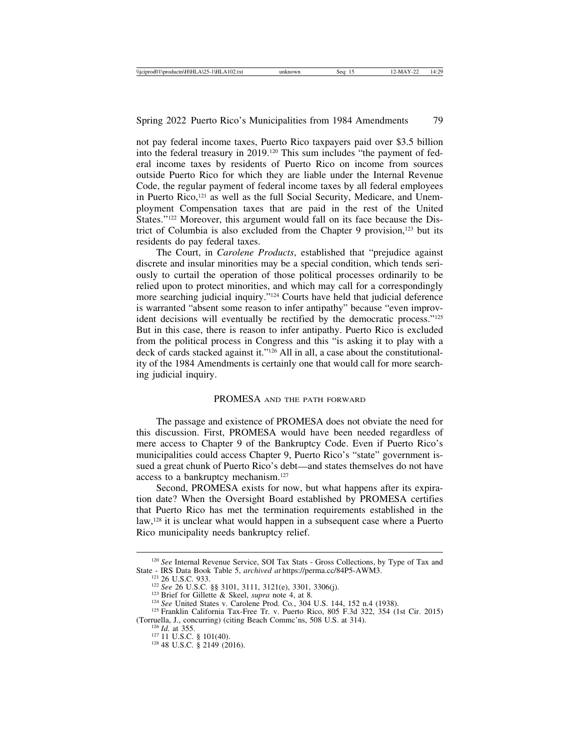not pay federal income taxes, Puerto Rico taxpayers paid over $3.5 billion into the federal treasury in 2019.[120] This sum includes "the payment of federal income taxes by residents of Puerto Rico on income from sources outside Puerto Rico for which they are liable under the Internal Revenue Code, the regular payment of federal income taxes by all federal employees in Puerto Rico,[121] as well as the full Social Security, Medicare, and Unemployment Compensation taxes that are paid in the rest of the United States."[122] Moreover, this argument would fall on its face because the District of Columbia is also excluded from the Chapter 9 provision,[123] but its residents do pay federal taxes.

The Court, in *Carolene Products*, established that "prejudice against discrete and insular minorities may be a special condition, which tends seriously to curtail the operation of those political processes ordinarily to be relied upon to protect minorities, and which may call for a correspondingly more searching judicial inquiry."[124] Courts have held that judicial deference is warranted "absent some reason to infer antipathy" because "even improvident decisions will eventually be rectified by the democratic process."[125] But in this case, there is reason to infer antipathy. Puerto Rico is excluded from the political process in Congress and this "is asking it to play with a deck of cards stacked against it."[126] All in all, a case about the constitutionality of the 1984 Amendments is certainly one that would call for more searching judicial inquiry.

## PROMESA and the path forward

The passage and existence of PROMESA does not obviate the need for this discussion. First, PROMESA would have been needed regardless of mere access to Chapter 9 of the Bankruptcy Code. Even if Puerto Rico's municipalities could access Chapter 9, Puerto Rico's "state" government issued a great chunk of Puerto Rico's debt—and states themselves do not have access to a bankruptcy mechanism.[127]

Second, PROMESA exists for now, but what happens after its expiration date? When the Oversight Board established by PROMESA certifies that Puerto Rico has met the termination requirements established in the law,[128] it is unclear what would happen in a subsequent case where a Puerto Rico municipality needs bankruptcy relief.

---

[120] *See* Internal Revenue Service, SOI Tax Stats - Gross Collections, by Type of Tax and State - IRS Data Book Table 5, *archived at* https://perma.cc/84P5-AWM3.

[121] 26 U.S.C. 933.

[122] *See* 26 U.S.C. §§ 3101, 3111, 3121(e), 3301, 3306(j).

[123] Brief for Gillette & Skeel, *supra* note 4, at 8.

[124] *See* United States v. Carolene Prod. Co., 304 U.S. 144, 152 n.4 (1938).

[125] Franklin California Tax-Free Tr. v. Puerto Rico, 805 F.3d 322, 354 (1st Cir. 2015) (Torruella, J., concurring) (citing Beach Commc'ns, 508 U.S. at 314).

[126] *Id.* at 355.

[127] 11 U.S.C. § 101(40).

[128] 48 U.S.C. § 2149 (2016).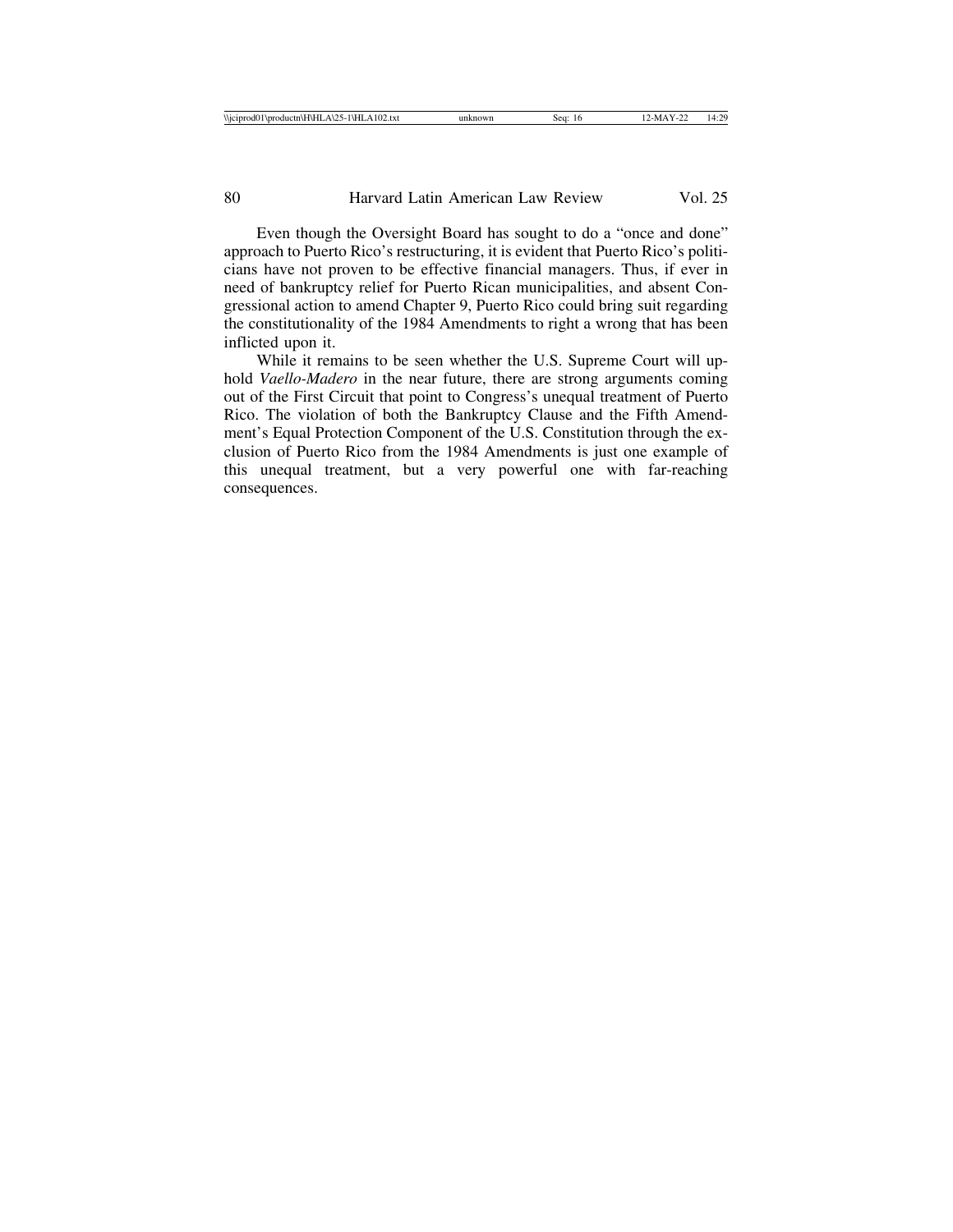Even though the Oversight Board has sought to do a "once and done" approach to Puerto Rico's restructuring, it is evident that Puerto Rico's politicians have not proven to be effective financial managers. Thus, if ever in need of bankruptcy relief for Puerto Rican municipalities, and absent Congressional action to amend Chapter 9, Puerto Rico could bring suit regarding the constitutionality of the 1984 Amendments to right a wrong that has been inflicted upon it.

While it remains to be seen whether the U.S. Supreme Court will uphold *Vaello-Madero* in the near future, there are strong arguments coming out of the First Circuit that point to Congress's unequal treatment of Puerto Rico. The violation of both the Bankruptcy Clause and the Fifth Amendment's Equal Protection Component of the U.S. Constitution through the exclusion of Puerto Rico from the 1984 Amendments is just one example of this unequal treatment, but a very powerful one with far-reaching consequences.